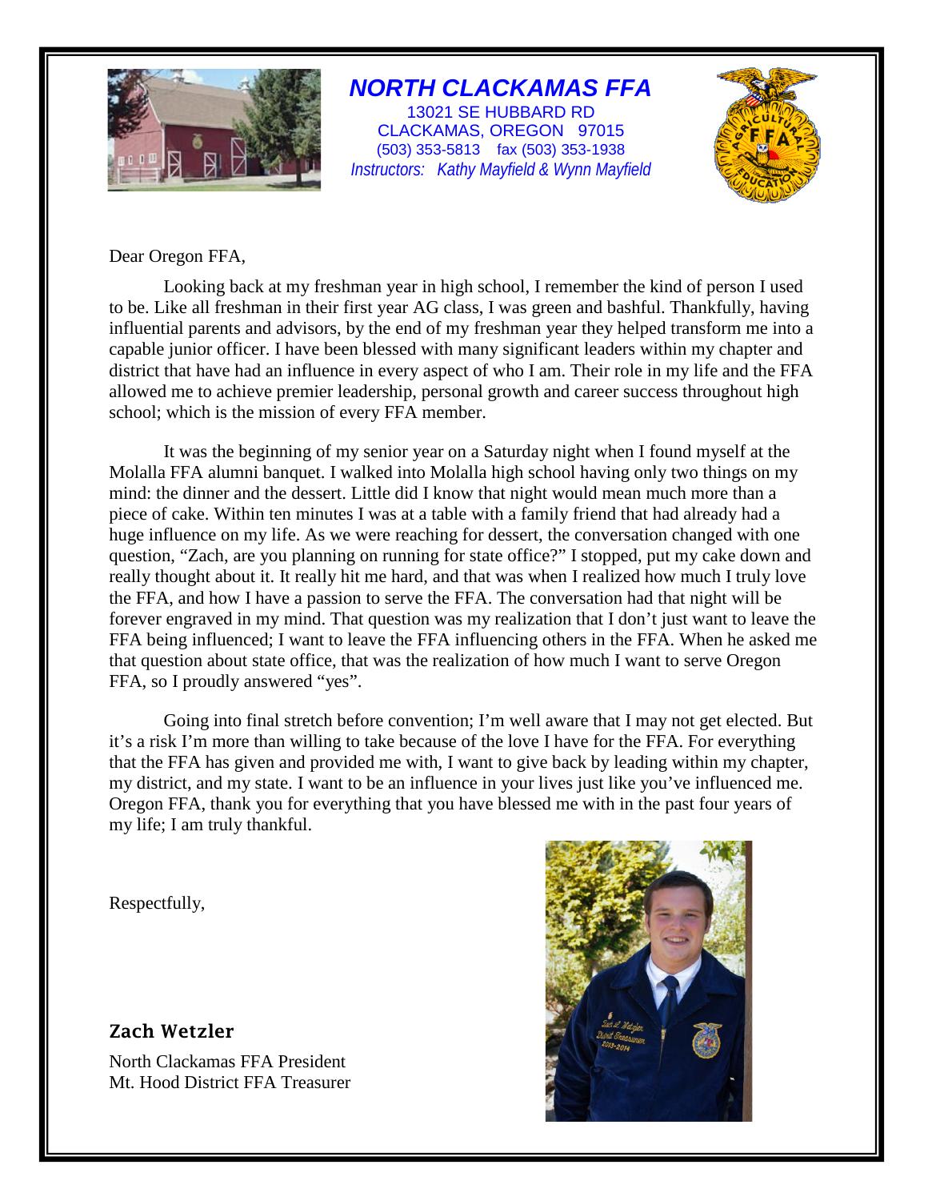# NORTH CLACKAMAS FFA

13021 SE HUBBARD RD
CLACKAMAS, OREGON 97015
(503) 353-5813 fax (503) 353-1938
*Instructors: Kathy Mayfield & Wynn Mayfield*

Dear Oregon FFA,

Looking back at my freshman year in high school, I remember the kind of person I used to be. Like all freshman in their first year AG class, I was green and bashful. Thankfully, having influential parents and advisors, by the end of my freshman year they helped transform me into a capable junior officer. I have been blessed with many significant leaders within my chapter and district that have had an influence in every aspect of who I am. Their role in my life and the FFA allowed me to achieve premier leadership, personal growth and career success throughout high school; which is the mission of every FFA member.

It was the beginning of my senior year on a Saturday night when I found myself at the Molalla FFA alumni banquet. I walked into Molalla high school having only two things on my mind: the dinner and the dessert. Little did I know that night would mean much more than a piece of cake. Within ten minutes I was at a table with a family friend that had already had a huge influence on my life. As we were reaching for dessert, the conversation changed with one question, "Zach, are you planning on running for state office?" I stopped, put my cake down and really thought about it. It really hit me hard, and that was when I realized how much I truly love the FFA, and how I have a passion to serve the FFA. The conversation had that night will be forever engraved in my mind. That question was my realization that I don't just want to leave the FFA being influenced; I want to leave the FFA influencing others in the FFA. When he asked me that question about state office, that was the realization of how much I want to serve Oregon FFA, so I proudly answered "yes".

Going into final stretch before convention; I'm well aware that I may not get elected. But it's a risk I'm more than willing to take because of the love I have for the FFA. For everything that the FFA has given and provided me with, I want to give back by leading within my chapter, my district, and my state. I want to be an influence in your lives just like you've influenced me. Oregon FFA, thank you for everything that you have blessed me with in the past four years of my life; I am truly thankful.

Respectfully,

**Zach Wetzler**

North Clackamas FFA President
Mt. Hood District FFA Treasurer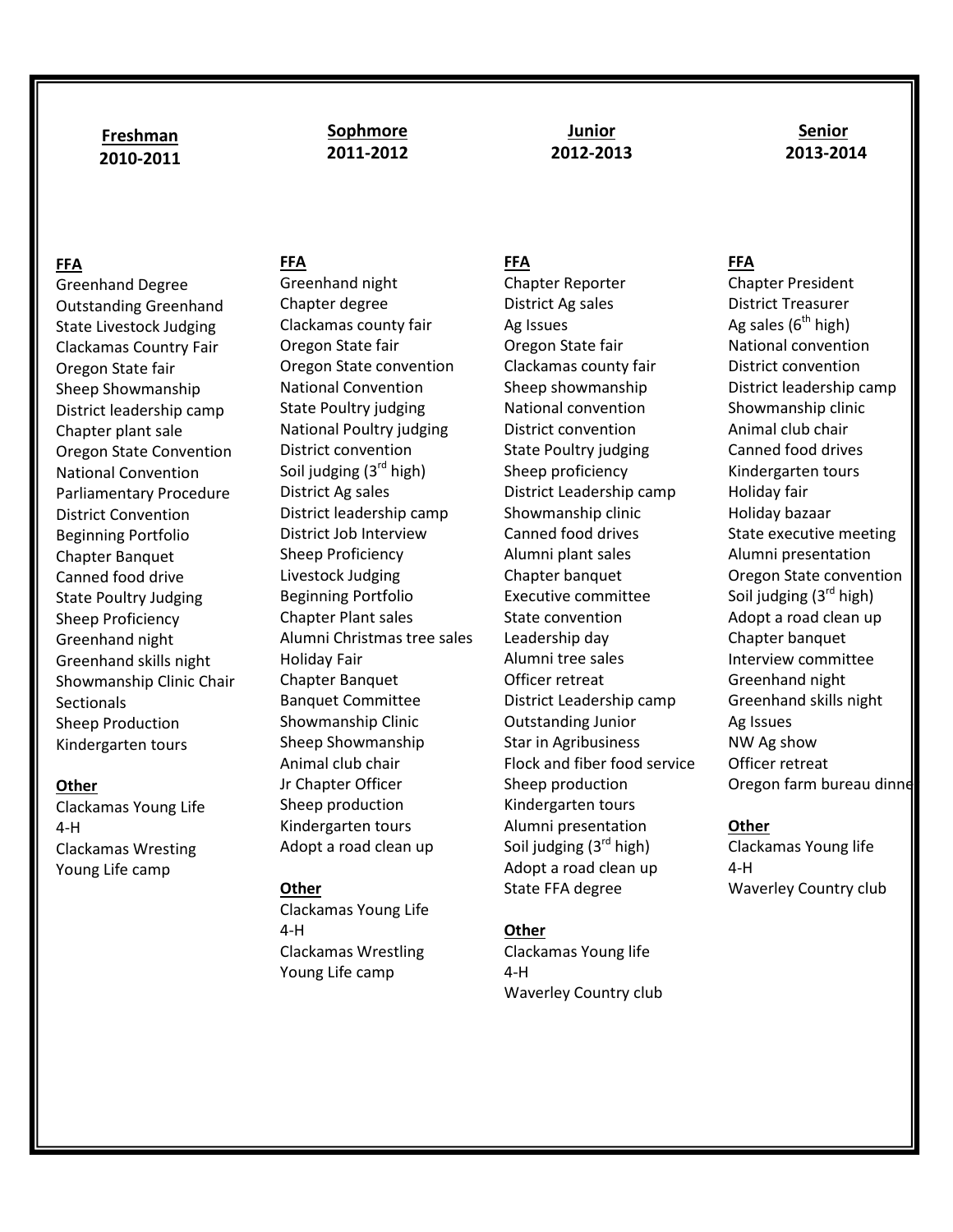## Freshman
## 2010-2011

**FFA**

Greenhand Degree
Outstanding Greenhand
State Livestock Judging
Clackamas Country Fair
Oregon State fair
Sheep Showmanship
District leadership camp
Chapter plant sale
Oregon State Convention
National Convention
Parliamentary Procedure
District Convention
Beginning Portfolio
Chapter Banquet
Canned food drive
State Poultry Judging
Sheep Proficiency
Greenhand night
Greenhand skills night
Showmanship Clinic Chair
Sectionals
Sheep Production
Kindergarten tours

**Other**

Clackamas Young Life
4-H
Clackamas Wresting
Young Life camp

## Sophmore
## 2011-2012

**FFA**

Greenhand night
Chapter degree
Clackamas county fair
Oregon State fair
Oregon State convention
National Convention
State Poultry judging
National Poultry judging
District convention
Soil judging (3rd high)
District Ag sales
District leadership camp
District Job Interview
Sheep Proficiency
Livestock Judging
Beginning Portfolio
Chapter Plant sales
Alumni Christmas tree sales
Holiday Fair
Chapter Banquet
Banquet Committee
Showmanship Clinic
Sheep Showmanship
Animal club chair
Jr Chapter Officer
Sheep production
Kindergarten tours
Adopt a road clean up

**Other**

Clackamas Young Life
4-H
Clackamas Wrestling
Young Life camp

## Junior
## 2012-2013

**FFA**

Chapter Reporter
District Ag sales
Ag Issues
Oregon State fair
Clackamas county fair
Sheep showmanship
National convention
District convention
State Poultry judging
Sheep proficiency
District Leadership camp
Showmanship clinic
Canned food drives
Alumni plant sales
Chapter banquet
Executive committee
State convention
Leadership day
Alumni tree sales
Officer retreat
District Leadership camp
Outstanding Junior
Star in Agribusiness
Flock and fiber food service
Sheep production
Kindergarten tours
Alumni presentation
Soil judging (3rd high)
Adopt a road clean up
State FFA degree

**Other**

Clackamas Young life
4-H
Waverley Country club

## Senior
## 2013-2014

**FFA**

Chapter President
District Treasurer
Ag sales (6th high)
National convention
District convention
District leadership camp
Showmanship clinic
Animal club chair
Canned food drives
Kindergarten tours
Holiday fair
Holiday bazaar
State executive meeting
Alumni presentation
Oregon State convention
Soil judging (3rd high)
Adopt a road clean up
Chapter banquet
Interview committee
Greenhand night
Greenhand skills night
Ag Issues
NW Ag show
Officer retreat
Oregon farm bureau dinne

**Other**

Clackamas Young life
4-H
Waverley Country club